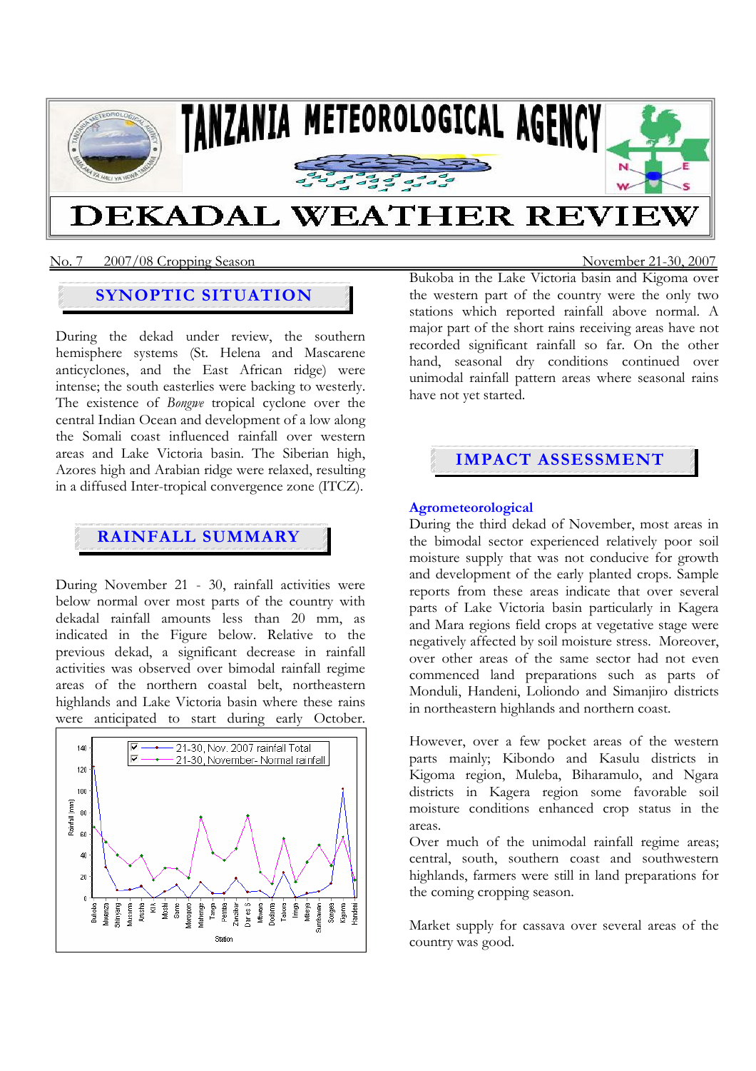# TANZANIA METEOROLOGICAL AGENCY

# DEKADAL WEATHER REVIEW

No. 7 2007/08 Cropping Season November 21-30, 2007

## SYNOPTIC SITUATION

During the dekad under review, the southern hemisphere systems (St. Helena and Mascarene anticyclones, and the East African ridge) were intense; the south easterlies were backing to westerly. The existence of *Bongwe* tropical cyclone over the central Indian Ocean and development of a low along the Somali coast influenced rainfall over western areas and Lake Victoria basin. The Siberian high, Azores high and Arabian ridge were relaxed, resulting in a diffused Inter-tropical convergence zone (ITCZ).

## RAINFALL SUMMARY

During November 21 - 30, rainfall activities were below normal over most parts of the country with dekadal rainfall amounts less than 20 mm, as indicated in the Figure below. Relative to the previous dekad, a significant decrease in rainfall activities was observed over bimodal rainfall regime areas of the northern coastal belt, northeastern highlands and Lake Victoria basin where these rains were anticipated to start during early October.

Bukoba in the Lake Victoria basin and Kigoma over the western part of the country were the only two stations which reported rainfall above normal. A major part of the short rains receiving areas have not recorded significant rainfall so far. On the other hand, seasonal dry conditions continued over unimodal rainfall pattern areas where seasonal rains have not yet started.

## IMPACT ASSESSMENT

### Agrometeorological

During the third dekad of November, most areas in the bimodal sector experienced relatively poor soil moisture supply that was not conducive for growth and development of the early planted crops. Sample reports from these areas indicate that over several parts of Lake Victoria basin particularly in Kagera and Mara regions field crops at vegetative stage were negatively affected by soil moisture stress. Moreover, over other areas of the same sector had not even commenced land preparations such as parts of Monduli, Handeni, Loliondo and Simanjiro districts in northeastern highlands and northern coast.

However, over a few pocket areas of the western parts mainly; Kibondo and Kasulu districts in Kigoma region, Muleba, Biharamulo, and Ngara districts in Kagera region some favorable soil moisture conditions enhanced crop status in the areas.

Over much of the unimodal rainfall regime areas; central, south, southern coast and southwestern highlands, farmers were still in land preparations for the coming cropping season.

Market supply for cassava over several areas of the country was good.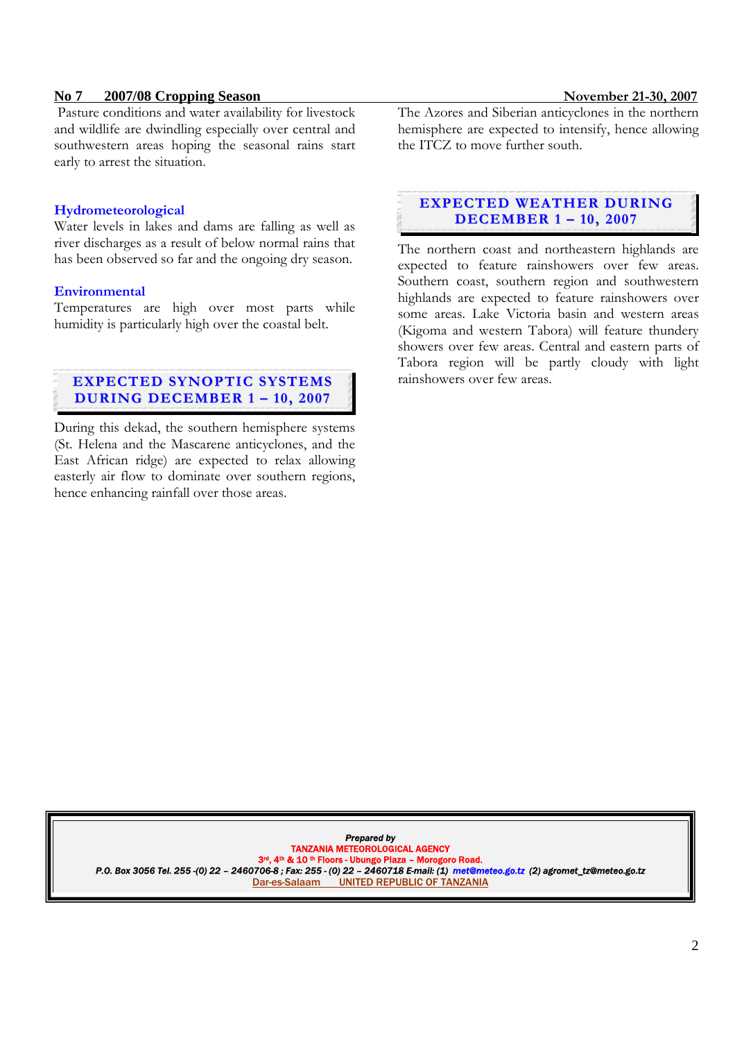Pasture conditions and water availability for livestock and wildlife are dwindling especially over central and southwestern areas hoping the seasonal rains start early to arrest the situation.

### Hydrometeorological

Water levels in lakes and dams are falling as well as river discharges as a result of below normal rains that has been observed so far and the ongoing dry season.

### Environmental

Temperatures are high over most parts while humidity is particularly high over the coastal belt.

## EXPECTED SYNOPTIC SYSTEMS DURING DECEMBER 1 – 10, 2007

During this dekad, the southern hemisphere systems (St. Helena and the Mascarene anticyclones, and the East African ridge) are expected to relax allowing easterly air flow to dominate over southern regions, hence enhancing rainfall over those areas.

The Azores and Siberian anticyclones in the northern hemisphere are expected to intensify, hence allowing the ITCZ to move further south.

## EXPECTED WEATHER DURING DECEMBER 1 – 10, 2007

The northern coast and northeastern highlands are expected to feature rainshowers over few areas. Southern coast, southern region and southwestern highlands are expected to feature rainshowers over some areas. Lake Victoria basin and western areas (Kigoma and western Tabora) will feature thundery showers over few areas. Central and eastern parts of Tabora region will be partly cloudy with light rainshowers over few areas.

*Prepared by*
**TANZANIA METEOROLOGICAL AGENCY**
**3rd, 4th & 10th Floors - Ubungo Plaza – Morogoro Road.**
*P.O. Box 3056 Tel. 255 -(0) 22 – 2460706-8 ; Fax: 255 - (0) 22 – 2460718 E-mail: (1) met@meteo.go.tz (2) agromet_tz@meteo.go.tz*
Dar-es-Salaam UNITED REPUBLIC OF TANZANIA